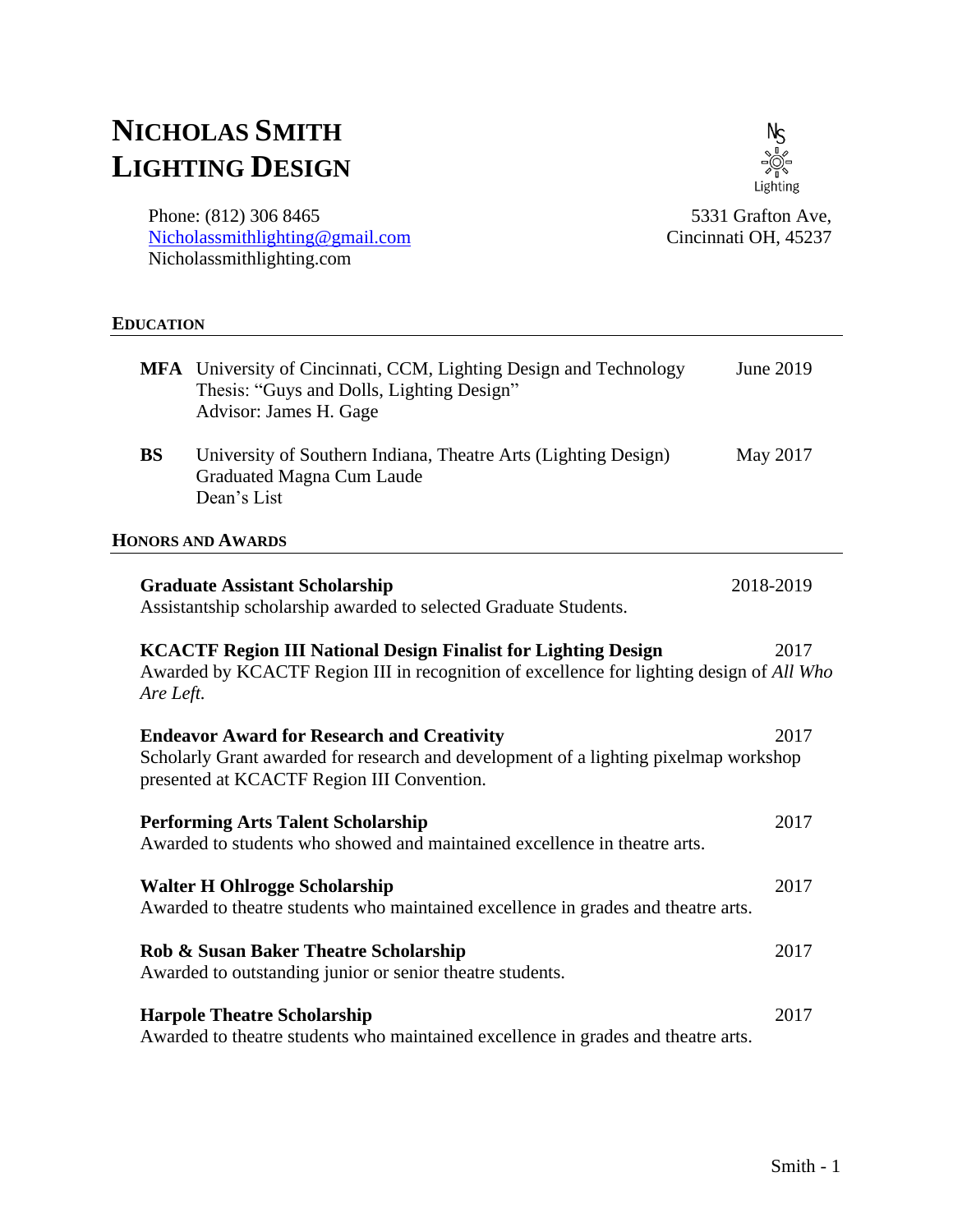# NICHOLAS SMITH LIGHTING DESIGN

Phone: (812) 306 8465
Nicholassmithlighting@gmail.com
Nicholassmithlighting.com

5331 Grafton Ave,
Cincinnati OH, 45237

## EDUCATION

**MFA** University of Cincinnati, CCM, Lighting Design and Technology — June 2019
Thesis: "Guys and Dolls, Lighting Design"
Advisor: James H. Gage

**BS** University of Southern Indiana, Theatre Arts (Lighting Design) — May 2017
Graduated Magna Cum Laude
Dean's List

## HONORS AND AWARDS

**Graduate Assistant Scholarship** — 2018-2019
Assistantship scholarship awarded to selected Graduate Students.

**KCACTF Region III National Design Finalist for Lighting Design** — 2017
Awarded by KCACTF Region III in recognition of excellence for lighting design of *All Who Are Left.*

**Endeavor Award for Research and Creativity** — 2017
Scholarly Grant awarded for research and development of a lighting pixelmap workshop presented at KCACTF Region III Convention.

**Performing Arts Talent Scholarship** — 2017
Awarded to students who showed and maintained excellence in theatre arts.

**Walter H Ohlrogge Scholarship** — 2017
Awarded to theatre students who maintained excellence in grades and theatre arts.

**Rob & Susan Baker Theatre Scholarship** — 2017
Awarded to outstanding junior or senior theatre students.

**Harpole Theatre Scholarship** — 2017
Awarded to theatre students who maintained excellence in grades and theatre arts.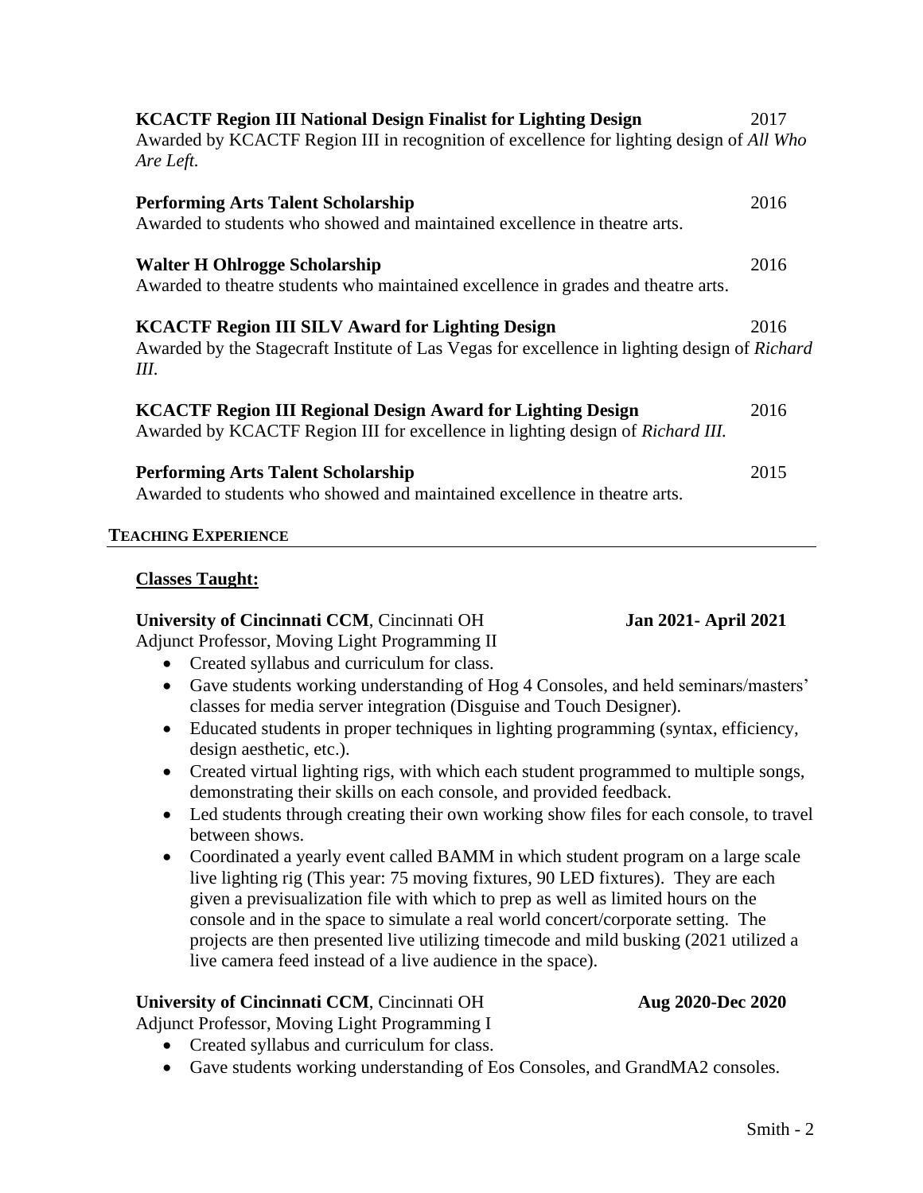**KCACTF Region III National Design Finalist for Lighting Design** 2017
Awarded by KCACTF Region III in recognition of excellence for lighting design of *All Who Are Left.*

**Performing Arts Talent Scholarship** 2016
Awarded to students who showed and maintained excellence in theatre arts.

**Walter H Ohlrogge Scholarship** 2016
Awarded to theatre students who maintained excellence in grades and theatre arts.

**KCACTF Region III SILV Award for Lighting Design** 2016
Awarded by the Stagecraft Institute of Las Vegas for excellence in lighting design of *Richard III.*

**KCACTF Region III Regional Design Award for Lighting Design** 2016
Awarded by KCACTF Region III for excellence in lighting design of *Richard III.*

**Performing Arts Talent Scholarship** 2015
Awarded to students who showed and maintained excellence in theatre arts.

## TEACHING EXPERIENCE

**Classes Taught:**

**University of Cincinnati CCM**, Cincinnati OH **Jan 2021- April 2021**
Adjunct Professor, Moving Light Programming II

- Created syllabus and curriculum for class.
- Gave students working understanding of Hog 4 Consoles, and held seminars/masters' classes for media server integration (Disguise and Touch Designer).
- Educated students in proper techniques in lighting programming (syntax, efficiency, design aesthetic, etc.).
- Created virtual lighting rigs, with which each student programmed to multiple songs, demonstrating their skills on each console, and provided feedback.
- Led students through creating their own working show files for each console, to travel between shows.
- Coordinated a yearly event called BAMM in which student program on a large scale live lighting rig (This year: 75 moving fixtures, 90 LED fixtures). They are each given a previsualization file with which to prep as well as limited hours on the console and in the space to simulate a real world concert/corporate setting. The projects are then presented live utilizing timecode and mild busking (2021 utilized a live camera feed instead of a live audience in the space).

**University of Cincinnati CCM**, Cincinnati OH **Aug 2020-Dec 2020**
Adjunct Professor, Moving Light Programming I

- Created syllabus and curriculum for class.
- Gave students working understanding of Eos Consoles, and GrandMA2 consoles.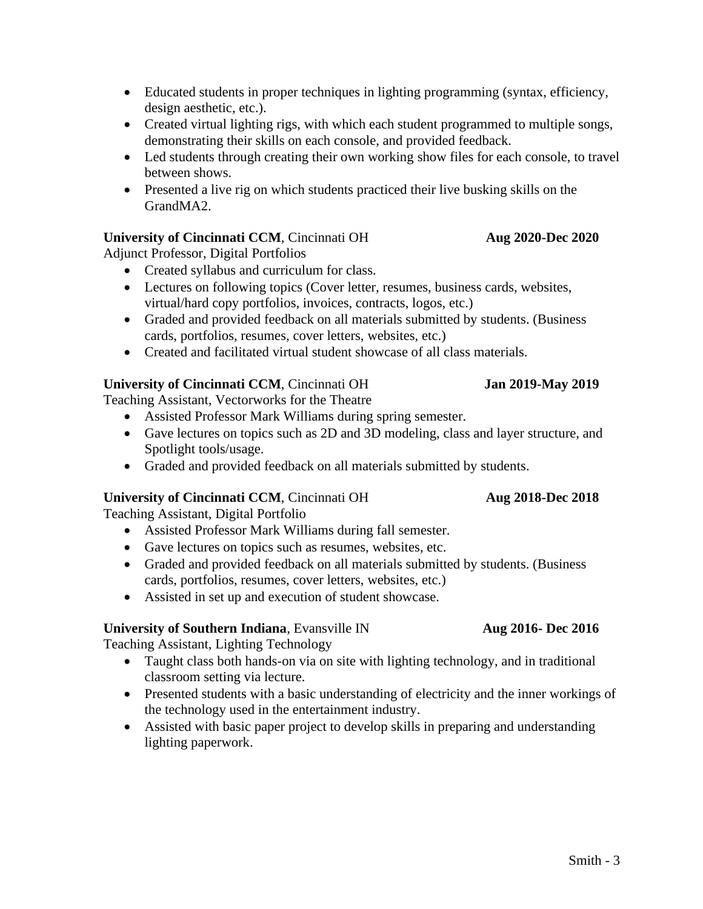- Educated students in proper techniques in lighting programming (syntax, efficiency, design aesthetic, etc.).
- Created virtual lighting rigs, with which each student programmed to multiple songs, demonstrating their skills on each console, and provided feedback.
- Led students through creating their own working show files for each console, to travel between shows.
- Presented a live rig on which students practiced their live busking skills on the GrandMA2.

**University of Cincinnati CCM**, Cincinnati OH **Aug 2020-Dec 2020**
Adjunct Professor, Digital Portfolios

- Created syllabus and curriculum for class.
- Lectures on following topics (Cover letter, resumes, business cards, websites, virtual/hard copy portfolios, invoices, contracts, logos, etc.)
- Graded and provided feedback on all materials submitted by students. (Business cards, portfolios, resumes, cover letters, websites, etc.)
- Created and facilitated virtual student showcase of all class materials.

**University of Cincinnati CCM**, Cincinnati OH **Jan 2019-May 2019**
Teaching Assistant, Vectorworks for the Theatre

- Assisted Professor Mark Williams during spring semester.
- Gave lectures on topics such as 2D and 3D modeling, class and layer structure, and Spotlight tools/usage.
- Graded and provided feedback on all materials submitted by students.

**University of Cincinnati CCM**, Cincinnati OH **Aug 2018-Dec 2018**
Teaching Assistant, Digital Portfolio

- Assisted Professor Mark Williams during fall semester.
- Gave lectures on topics such as resumes, websites, etc.
- Graded and provided feedback on all materials submitted by students. (Business cards, portfolios, resumes, cover letters, websites, etc.)
- Assisted in set up and execution of student showcase.

**University of Southern Indiana**, Evansville IN **Aug 2016- Dec 2016**
Teaching Assistant, Lighting Technology

- Taught class both hands-on via on site with lighting technology, and in traditional classroom setting via lecture.
- Presented students with a basic understanding of electricity and the inner workings of the technology used in the entertainment industry.
- Assisted with basic paper project to develop skills in preparing and understanding lighting paperwork.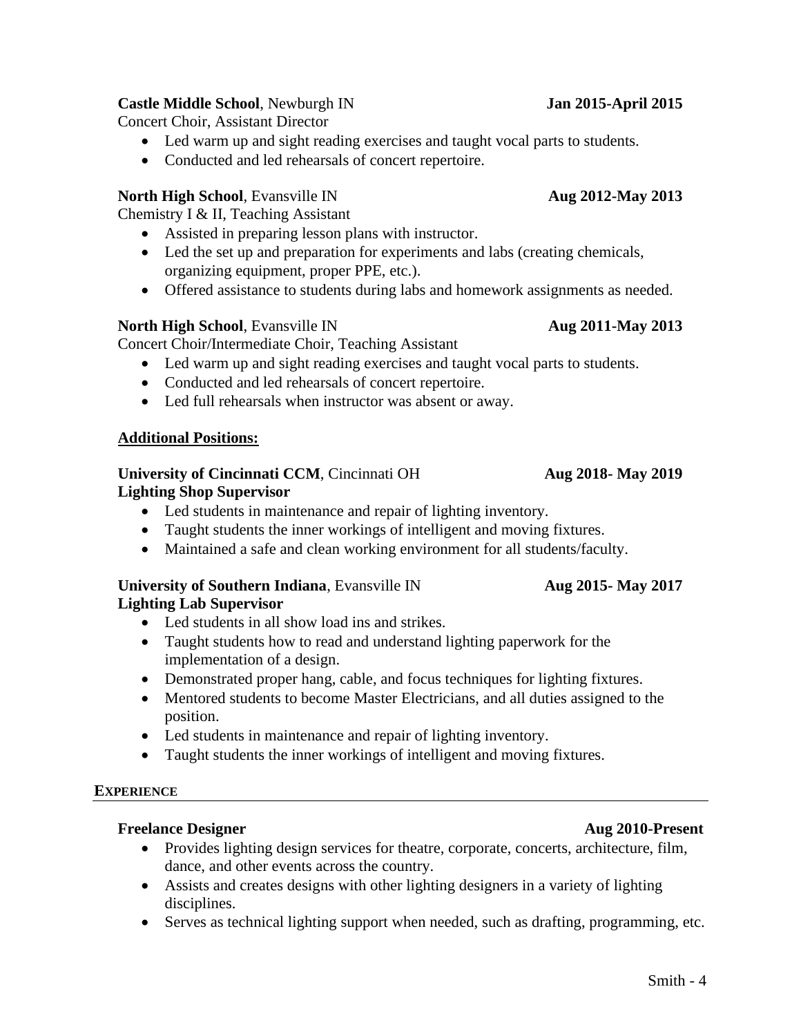**Castle Middle School**, Newburgh IN **Jan 2015-April 2015**
Concert Choir, Assistant Director

- Led warm up and sight reading exercises and taught vocal parts to students.
- Conducted and led rehearsals of concert repertoire.

**North High School**, Evansville IN **Aug 2012-May 2013**
Chemistry I & II, Teaching Assistant

- Assisted in preparing lesson plans with instructor.
- Led the set up and preparation for experiments and labs (creating chemicals, organizing equipment, proper PPE, etc.).
- Offered assistance to students during labs and homework assignments as needed.

**North High School**, Evansville IN **Aug 2011-May 2013**
Concert Choir/Intermediate Choir, Teaching Assistant

- Led warm up and sight reading exercises and taught vocal parts to students.
- Conducted and led rehearsals of concert repertoire.
- Led full rehearsals when instructor was absent or away.

**Additional Positions:**

**University of Cincinnati CCM**, Cincinnati OH **Aug 2018- May 2019**
**Lighting Shop Supervisor**

- Led students in maintenance and repair of lighting inventory.
- Taught students the inner workings of intelligent and moving fixtures.
- Maintained a safe and clean working environment for all students/faculty.

**University of Southern Indiana**, Evansville IN **Aug 2015- May 2017**
**Lighting Lab Supervisor**

- Led students in all show load ins and strikes.
- Taught students how to read and understand lighting paperwork for the implementation of a design.
- Demonstrated proper hang, cable, and focus techniques for lighting fixtures.
- Mentored students to become Master Electricians, and all duties assigned to the position.
- Led students in maintenance and repair of lighting inventory.
- Taught students the inner workings of intelligent and moving fixtures.

## EXPERIENCE

**Freelance Designer** **Aug 2010-Present**

- Provides lighting design services for theatre, corporate, concerts, architecture, film, dance, and other events across the country.
- Assists and creates designs with other lighting designers in a variety of lighting disciplines.
- Serves as technical lighting support when needed, such as drafting, programming, etc.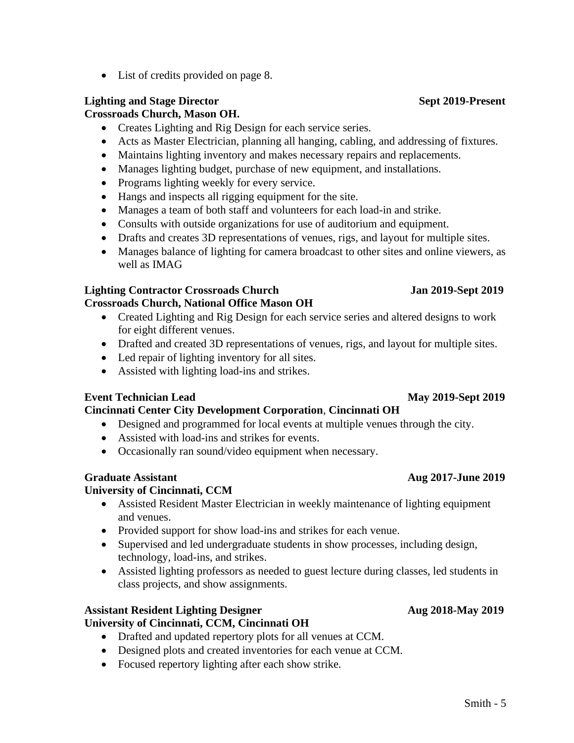- List of credits provided on page 8.

**Lighting and Stage Director** **Sept 2019-Present**
**Crossroads Church, Mason OH.**

- Creates Lighting and Rig Design for each service series.
- Acts as Master Electrician, planning all hanging, cabling, and addressing of fixtures.
- Maintains lighting inventory and makes necessary repairs and replacements.
- Manages lighting budget, purchase of new equipment, and installations.
- Programs lighting weekly for every service.
- Hangs and inspects all rigging equipment for the site.
- Manages a team of both staff and volunteers for each load-in and strike.
- Consults with outside organizations for use of auditorium and equipment.
- Drafts and creates 3D representations of venues, rigs, and layout for multiple sites.
- Manages balance of lighting for camera broadcast to other sites and online viewers, as well as IMAG

**Lighting Contractor Crossroads Church** **Jan 2019-Sept 2019**
**Crossroads Church, National Office Mason OH**

- Created Lighting and Rig Design for each service series and altered designs to work for eight different venues.
- Drafted and created 3D representations of venues, rigs, and layout for multiple sites.
- Led repair of lighting inventory for all sites.
- Assisted with lighting load-ins and strikes.

**Event Technician Lead** **May 2019-Sept 2019**
**Cincinnati Center City Development Corporation**, **Cincinnati OH**

- Designed and programmed for local events at multiple venues through the city.
- Assisted with load-ins and strikes for events.
- Occasionally ran sound/video equipment when necessary.

**Graduate Assistant** **Aug 2017-June 2019**
**University of Cincinnati, CCM**

- Assisted Resident Master Electrician in weekly maintenance of lighting equipment and venues.
- Provided support for show load-ins and strikes for each venue.
- Supervised and led undergraduate students in show processes, including design, technology, load-ins, and strikes.
- Assisted lighting professors as needed to guest lecture during classes, led students in class projects, and show assignments.

**Assistant Resident Lighting Designer** **Aug 2018-May 2019**
**University of Cincinnati, CCM, Cincinnati OH**

- Drafted and updated repertory plots for all venues at CCM.
- Designed plots and created inventories for each venue at CCM.
- Focused repertory lighting after each show strike.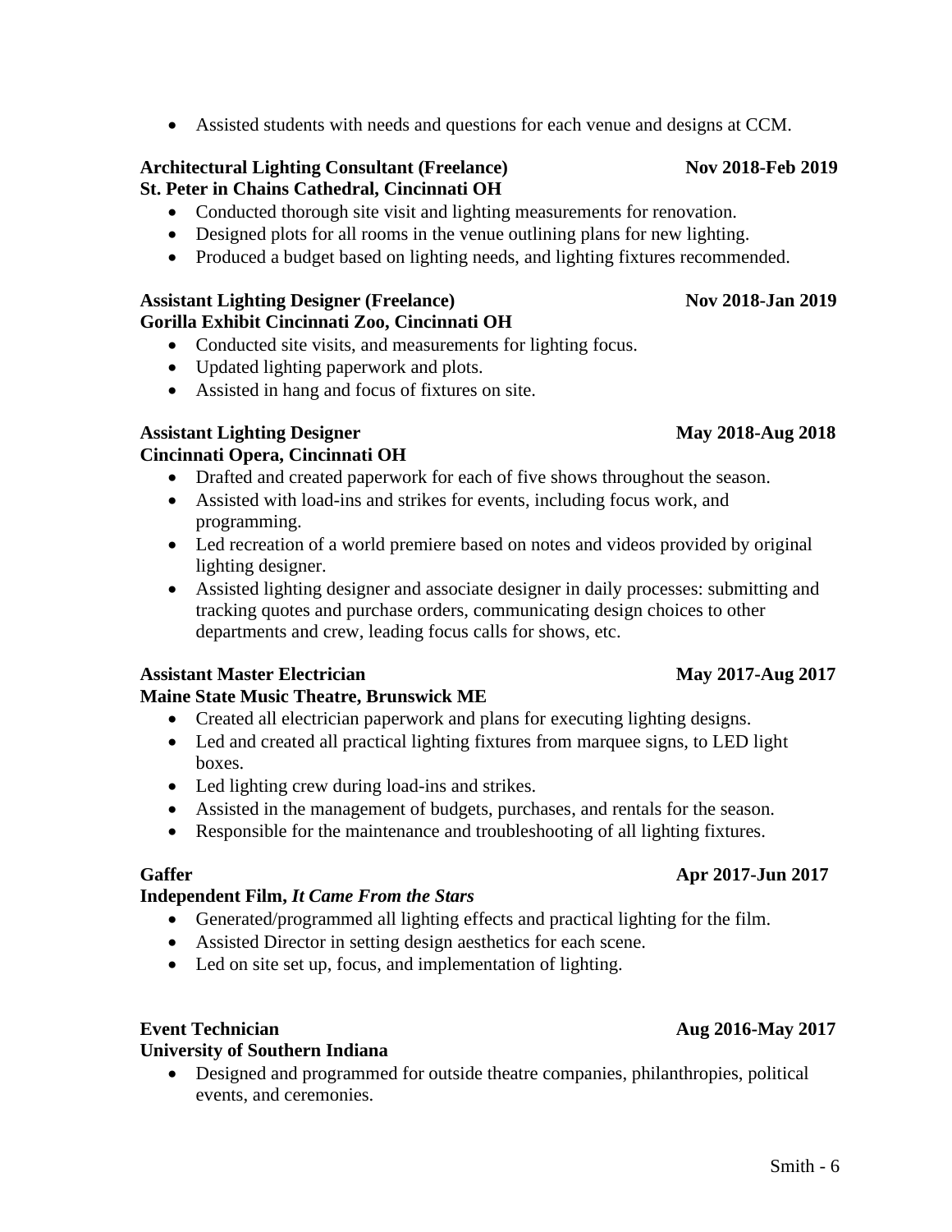- Assisted students with needs and questions for each venue and designs at CCM.

**Architectural Lighting Consultant (Freelance)** **Nov 2018-Feb 2019**
**St. Peter in Chains Cathedral, Cincinnati OH**

- Conducted thorough site visit and lighting measurements for renovation.
- Designed plots for all rooms in the venue outlining plans for new lighting.
- Produced a budget based on lighting needs, and lighting fixtures recommended.

**Assistant Lighting Designer (Freelance)** **Nov 2018-Jan 2019**
**Gorilla Exhibit Cincinnati Zoo, Cincinnati OH**

- Conducted site visits, and measurements for lighting focus.
- Updated lighting paperwork and plots.
- Assisted in hang and focus of fixtures on site.

**Assistant Lighting Designer** **May 2018-Aug 2018**
**Cincinnati Opera, Cincinnati OH**

- Drafted and created paperwork for each of five shows throughout the season.
- Assisted with load-ins and strikes for events, including focus work, and programming.
- Led recreation of a world premiere based on notes and videos provided by original lighting designer.
- Assisted lighting designer and associate designer in daily processes: submitting and tracking quotes and purchase orders, communicating design choices to other departments and crew, leading focus calls for shows, etc.

**Assistant Master Electrician** **May 2017-Aug 2017**
**Maine State Music Theatre, Brunswick ME**

- Created all electrician paperwork and plans for executing lighting designs.
- Led and created all practical lighting fixtures from marquee signs, to LED light boxes.
- Led lighting crew during load-ins and strikes.
- Assisted in the management of budgets, purchases, and rentals for the season.
- Responsible for the maintenance and troubleshooting of all lighting fixtures.

**Gaffer** **Apr 2017-Jun 2017**
**Independent Film, *It Came From the Stars***

- Generated/programmed all lighting effects and practical lighting for the film.
- Assisted Director in setting design aesthetics for each scene.
- Led on site set up, focus, and implementation of lighting.

**Event Technician** **Aug 2016-May 2017**
**University of Southern Indiana**

- Designed and programmed for outside theatre companies, philanthropies, political events, and ceremonies.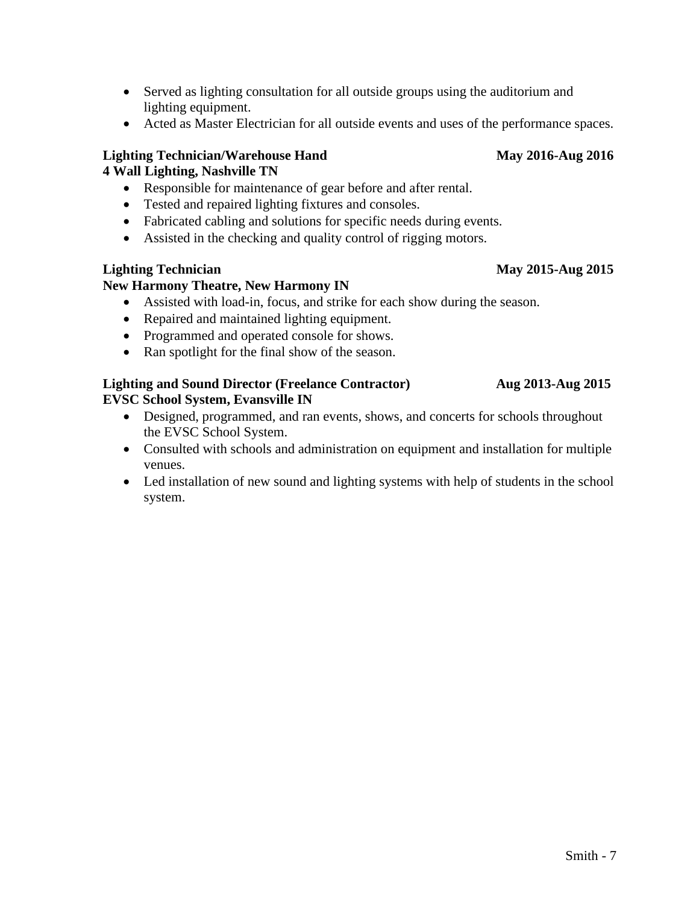- Served as lighting consultation for all outside groups using the auditorium and lighting equipment.
- Acted as Master Electrician for all outside events and uses of the performance spaces.

**Lighting Technician/Warehouse Hand** **May 2016-Aug 2016**
**4 Wall Lighting, Nashville TN**

- Responsible for maintenance of gear before and after rental.
- Tested and repaired lighting fixtures and consoles.
- Fabricated cabling and solutions for specific needs during events.
- Assisted in the checking and quality control of rigging motors.

**Lighting Technician** **May 2015-Aug 2015**
**New Harmony Theatre, New Harmony IN**

- Assisted with load-in, focus, and strike for each show during the season.
- Repaired and maintained lighting equipment.
- Programmed and operated console for shows.
- Ran spotlight for the final show of the season.

**Lighting and Sound Director (Freelance Contractor)** **Aug 2013-Aug 2015**
**EVSC School System, Evansville IN**

- Designed, programmed, and ran events, shows, and concerts for schools throughout the EVSC School System.
- Consulted with schools and administration on equipment and installation for multiple venues.
- Led installation of new sound and lighting systems with help of students in the school system.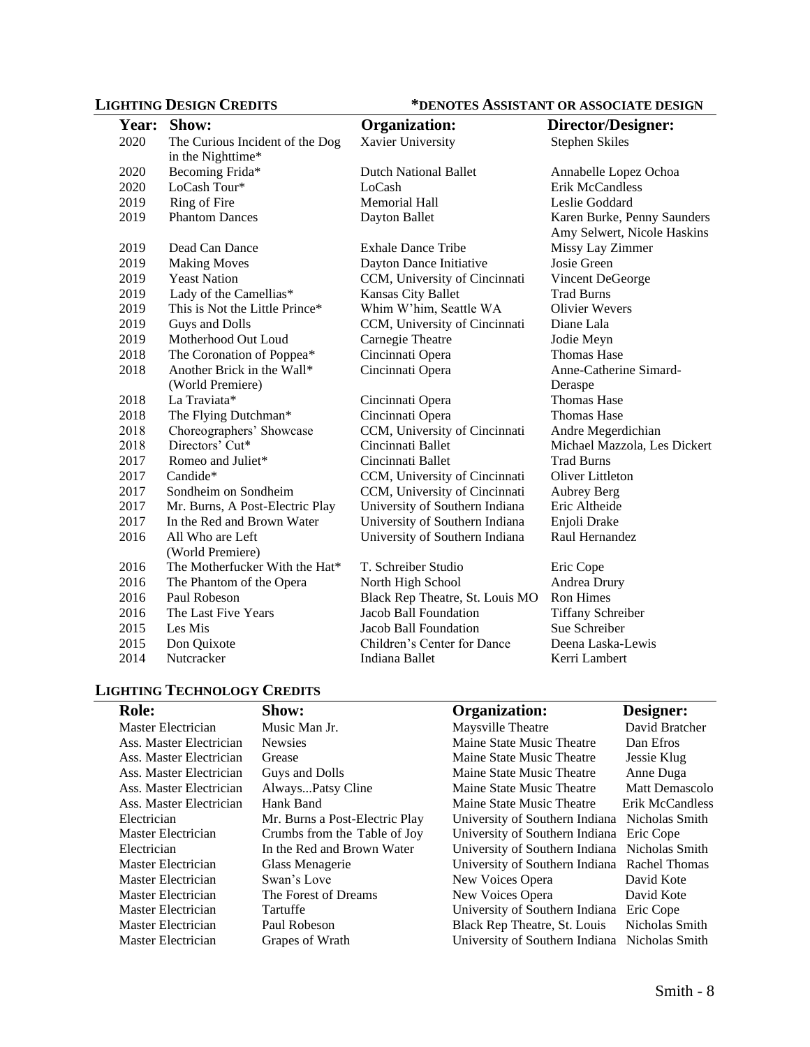## LIGHTING DESIGN CREDITS

*DENOTES ASSISTANT OR ASSOCIATE DESIGN

| Year: | Show: | Organization: | Director/Designer: |
|---|---|---|---|
| 2020 | The Curious Incident of the Dog in the Nighttime* | Xavier University | Stephen Skiles |
| 2020 | Becoming Frida* | Dutch National Ballet | Annabelle Lopez Ochoa |
| 2020 | LoCash Tour* | LoCash | Erik McCandless |
| 2019 | Ring of Fire | Memorial Hall | Leslie Goddard |
| 2019 | Phantom Dances | Dayton Ballet | Karen Burke, Penny Saunders Amy Selwert, Nicole Haskins |
| 2019 | Dead Can Dance | Exhale Dance Tribe | Missy Lay Zimmer |
| 2019 | Making Moves | Dayton Dance Initiative | Josie Green |
| 2019 | Yeast Nation | CCM, University of Cincinnati | Vincent DeGeorge |
| 2019 | Lady of the Camellias* | Kansas City Ballet | Trad Burns |
| 2019 | This is Not the Little Prince* | Whim W'him, Seattle WA | Olivier Wevers |
| 2019 | Guys and Dolls | CCM, University of Cincinnati | Diane Lala |
| 2019 | Motherhood Out Loud | Carnegie Theatre | Jodie Meyn |
| 2018 | The Coronation of Poppea* | Cincinnati Opera | Thomas Hase |
| 2018 | Another Brick in the Wall* (World Premiere) | Cincinnati Opera | Anne-Catherine Simard-Deraspe |
| 2018 | La Traviata* | Cincinnati Opera | Thomas Hase |
| 2018 | The Flying Dutchman* | Cincinnati Opera | Thomas Hase |
| 2018 | Choreographers' Showcase | CCM, University of Cincinnati | Andre Megerdichian |
| 2018 | Directors' Cut* | Cincinnati Ballet | Michael Mazzola, Les Dickert |
| 2017 | Romeo and Juliet* | Cincinnati Ballet | Trad Burns |
| 2017 | Candide* | CCM, University of Cincinnati | Oliver Littleton |
| 2017 | Sondheim on Sondheim | CCM, University of Cincinnati | Aubrey Berg |
| 2017 | Mr. Burns, A Post-Electric Play | University of Southern Indiana | Eric Altheide |
| 2017 | In the Red and Brown Water | University of Southern Indiana | Enjoli Drake |
| 2016 | All Who are Left (World Premiere) | University of Southern Indiana | Raul Hernandez |
| 2016 | The Motherfucker With the Hat* | T. Schreiber Studio | Eric Cope |
| 2016 | The Phantom of the Opera | North High School | Andrea Drury |
| 2016 | Paul Robeson | Black Rep Theatre, St. Louis MO | Ron Himes |
| 2016 | The Last Five Years | Jacob Ball Foundation | Tiffany Schreiber |
| 2015 | Les Mis | Jacob Ball Foundation | Sue Schreiber |
| 2015 | Don Quixote | Children's Center for Dance | Deena Laska-Lewis |
| 2014 | Nutcracker | Indiana Ballet | Kerri Lambert |

## LIGHTING TECHNOLOGY CREDITS

| Role: | Show: | Organization: | Designer: |
|---|---|---|---|
| Master Electrician | Music Man Jr. | Maysville Theatre | David Bratcher |
| Ass. Master Electrician | Newsies | Maine State Music Theatre | Dan Efros |
| Ass. Master Electrician | Grease | Maine State Music Theatre | Jessie Klug |
| Ass. Master Electrician | Guys and Dolls | Maine State Music Theatre | Anne Duga |
| Ass. Master Electrician | Always...Patsy Cline | Maine State Music Theatre | Matt Demascolo |
| Ass. Master Electrician | Hank Band | Maine State Music Theatre | Erik McCandless |
| Electrician | Mr. Burns a Post-Electric Play | University of Southern Indiana | Nicholas Smith |
| Master Electrician | Crumbs from the Table of Joy | University of Southern Indiana | Eric Cope |
| Electrician | In the Red and Brown Water | University of Southern Indiana | Nicholas Smith |
| Master Electrician | Glass Menagerie | University of Southern Indiana | Rachel Thomas |
| Master Electrician | Swan's Love | New Voices Opera | David Kote |
| Master Electrician | The Forest of Dreams | New Voices Opera | David Kote |
| Master Electrician | Tartuffe | University of Southern Indiana | Eric Cope |
| Master Electrician | Paul Robeson | Black Rep Theatre, St. Louis | Nicholas Smith |
| Master Electrician | Grapes of Wrath | University of Southern Indiana | Nicholas Smith |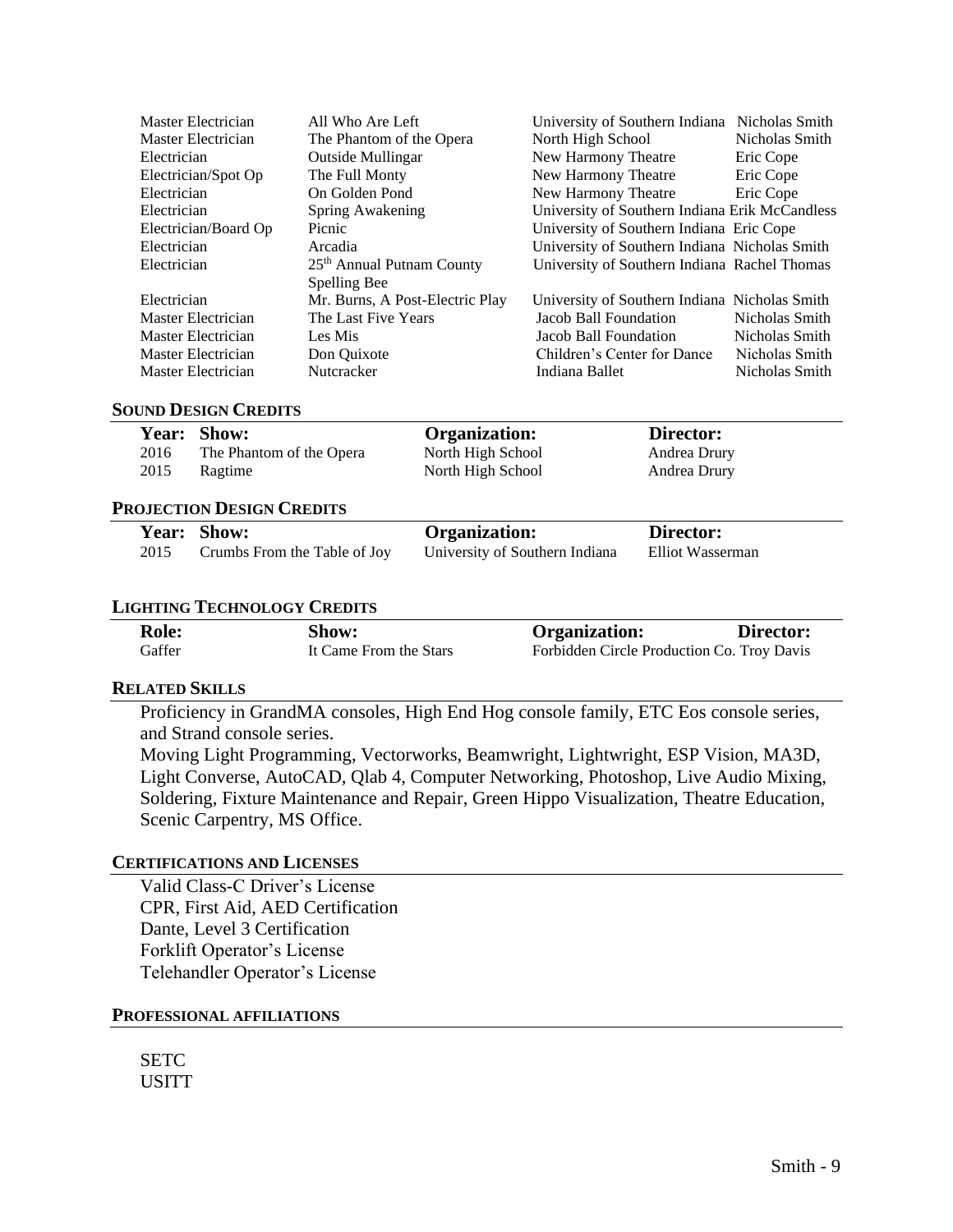| | | | |
|---|---|---|---|
| Master Electrician | All Who Are Left | University of Southern Indiana | Nicholas Smith |
| Master Electrician | The Phantom of the Opera | North High School | Nicholas Smith |
| Electrician | Outside Mullingar | New Harmony Theatre | Eric Cope |
| Electrician/Spot Op | The Full Monty | New Harmony Theatre | Eric Cope |
| Electrician | On Golden Pond | New Harmony Theatre | Eric Cope |
| Electrician | Spring Awakening | University of Southern Indiana | Erik McCandless |
| Electrician/Board Op | Picnic | University of Southern Indiana | Eric Cope |
| Electrician | Arcadia | University of Southern Indiana | Nicholas Smith |
| Electrician | 25th Annual Putnam County Spelling Bee | University of Southern Indiana | Rachel Thomas |
| Electrician | Mr. Burns, A Post-Electric Play | University of Southern Indiana | Nicholas Smith |
| Master Electrician | The Last Five Years | Jacob Ball Foundation | Nicholas Smith |
| Master Electrician | Les Mis | Jacob Ball Foundation | Nicholas Smith |
| Master Electrician | Don Quixote | Children's Center for Dance | Nicholas Smith |
| Master Electrician | Nutcracker | Indiana Ballet | Nicholas Smith |

## SOUND DESIGN CREDITS

| Year: | Show: | Organization: | Director: |
|---|---|---|---|
| 2016 | The Phantom of the Opera | North High School | Andrea Drury |
| 2015 | Ragtime | North High School | Andrea Drury |

## PROJECTION DESIGN CREDITS

| Year: | Show: | Organization: | Director: |
|---|---|---|---|
| 2015 | Crumbs From the Table of Joy | University of Southern Indiana | Elliot Wasserman |

## LIGHTING TECHNOLOGY CREDITS

| Role: | Show: | Organization: | Director: |
|---|---|---|---|
| Gaffer | It Came From the Stars | Forbidden Circle Production Co. | Troy Davis |

## RELATED SKILLS

Proficiency in GrandMA consoles, High End Hog console family, ETC Eos console series, and Strand console series.

Moving Light Programming, Vectorworks, Beamwright, Lightwright, ESP Vision, MA3D, Light Converse, AutoCAD, Qlab 4, Computer Networking, Photoshop, Live Audio Mixing, Soldering, Fixture Maintenance and Repair, Green Hippo Visualization, Theatre Education, Scenic Carpentry, MS Office.

## CERTIFICATIONS AND LICENSES

Valid Class-C Driver's License
CPR, First Aid, AED Certification
Dante, Level 3 Certification
Forklift Operator's License
Telehandler Operator's License

## PROFESSIONAL AFFILIATIONS

SETC
USITT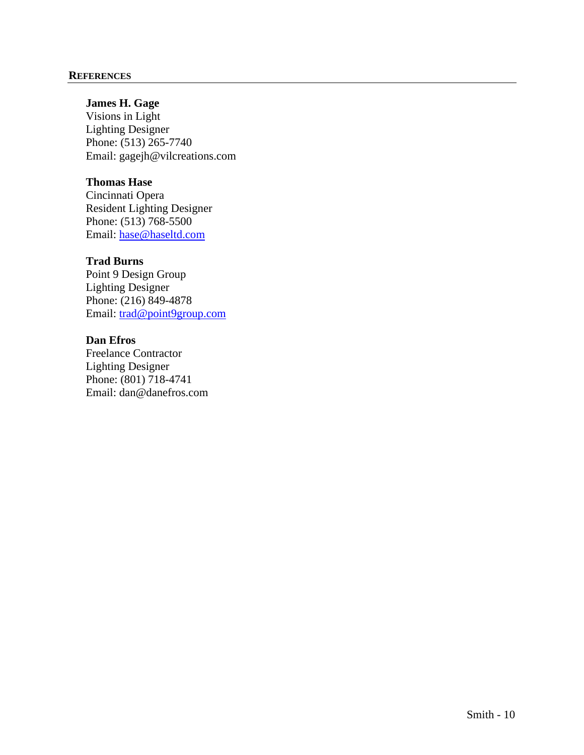## REFERENCES

**James H. Gage**
Visions in Light
Lighting Designer
Phone: (513) 265-7740
Email: gagejh@vilcreations.com

**Thomas Hase**
Cincinnati Opera
Resident Lighting Designer
Phone: (513) 768-5500
Email: hase@haseltd.com

**Trad Burns**
Point 9 Design Group
Lighting Designer
Phone: (216) 849-4878
Email: trad@point9group.com

**Dan Efros**
Freelance Contractor
Lighting Designer
Phone: (801) 718-4741
Email: dan@danefros.com